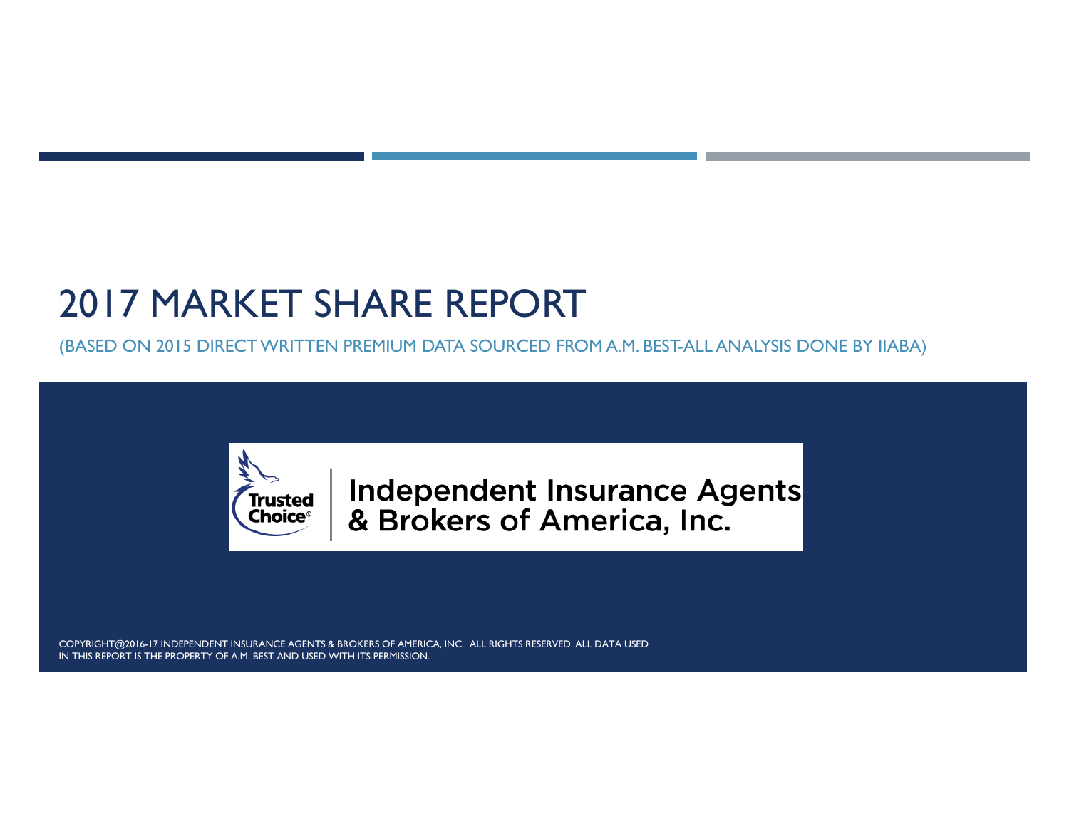# 2017 MARKET SHARE REPORT

(BASED ON 2015 DIRECT WRITTEN PREMIUM DATA SOURCED FROM A.M. BEST-ALL ANALYSIS DONE BY IIABA)

Trusted Choice®

Independent Insurance Agents & Brokers of America, Inc.

COPYRIGHT@2016-17 INDEPENDENT INSURANCE AGENTS & BROKERS OF AMERICA, INC. ALL RIGHTS RESERVED. ALL DATA USED IN THIS REPORT IS THE PROPERTY OF A.M. BEST AND USED WITH ITS PERMISSION.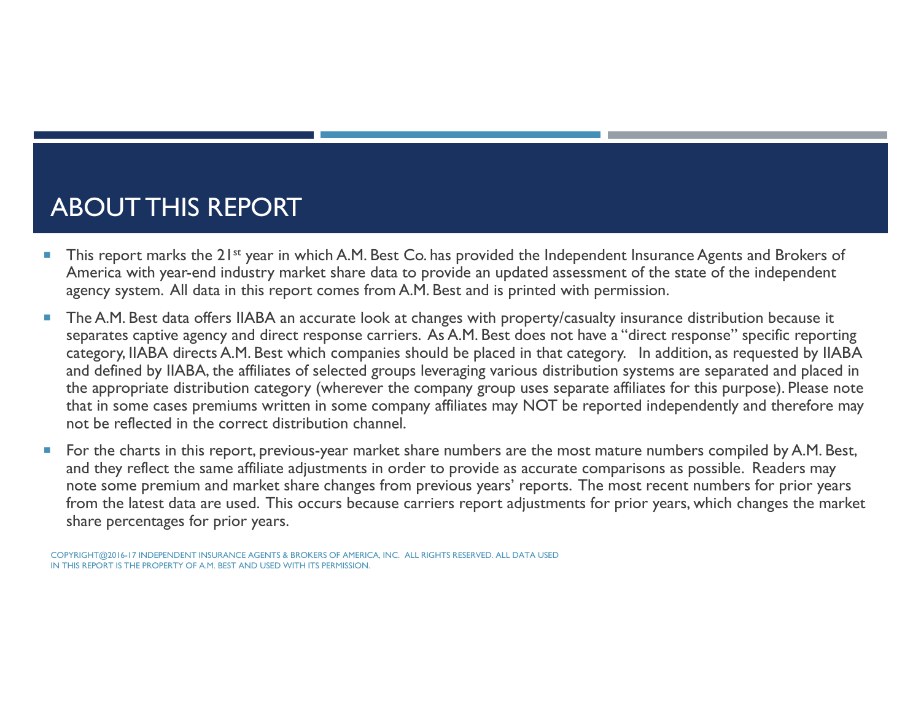# ABOUT THIS REPORT

- This report marks the 21st year in which A.M. Best Co. has provided the Independent Insurance Agents and Brokers of America with year-end industry market share data to provide an updated assessment of the state of the independent agency system. All data in this report comes from A.M. Best and is printed with permission.
- The A.M. Best data offers IIABA an accurate look at changes with property/casualty insurance distribution because it separates captive agency and direct response carriers. As A.M. Best does not have a "direct response" specific reporting category, IIABA directs A.M. Best which companies should be placed in that category. In addition, as requested by IIABA and defined by IIABA, the affiliates of selected groups leveraging various distribution systems are separated and placed in the appropriate distribution category (wherever the company group uses separate affiliates for this purpose). Please note that in some cases premiums written in some company affiliates may NOT be reported independently and therefore may not be reflected in the correct distribution channel.
- For the charts in this report, previous-year market share numbers are the most mature numbers compiled by A.M. Best, and they reflect the same affiliate adjustments in order to provide as accurate comparisons as possible. Readers may note some premium and market share changes from previous years' reports. The most recent numbers for prior years from the latest data are used. This occurs because carriers report adjustments for prior years, which changes the market share percentages for prior years.

COPYRIGHT@2016-17 INDEPENDENT INSURANCE AGENTS & BROKERS OF AMERICA, INC. ALL RIGHTS RESERVED. ALL DATA USED IN THIS REPORT IS THE PROPERTY OF A.M. BEST AND USED WITH ITS PERMISSION.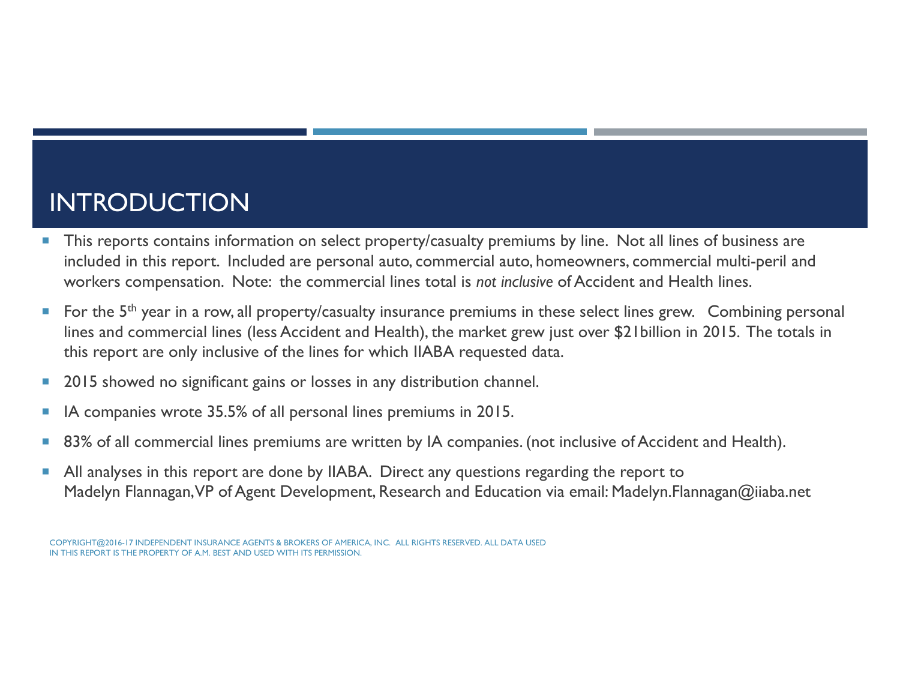# INTRODUCTION

- This reports contains information on select property/casualty premiums by line. Not all lines of business are included in this report. Included are personal auto, commercial auto, homeowners, commercial multi-peril and workers compensation. Note: the commercial lines total is *not inclusive* of Accident and Health lines.
- For the 5th year in a row, all property/casualty insurance premiums in these select lines grew. Combining personal lines and commercial lines (less Accident and Health), the market grew just over $21billion in 2015. The totals in this report are only inclusive of the lines for which IIABA requested data.
- 2015 showed no significant gains or losses in any distribution channel.
- IA companies wrote 35.5% of all personal lines premiums in 2015.
- 83% of all commercial lines premiums are written by IA companies. (not inclusive of Accident and Health).
- All analyses in this report are done by IIABA. Direct any questions regarding the report to Madelyn Flannagan, VP of Agent Development, Research and Education via email: Madelyn.Flannagan@iiaba.net

COPYRIGHT@2016-17 INDEPENDENT INSURANCE AGENTS & BROKERS OF AMERICA, INC. ALL RIGHTS RESERVED. ALL DATA USED IN THIS REPORT IS THE PROPERTY OF A.M. BEST AND USED WITH ITS PERMISSION.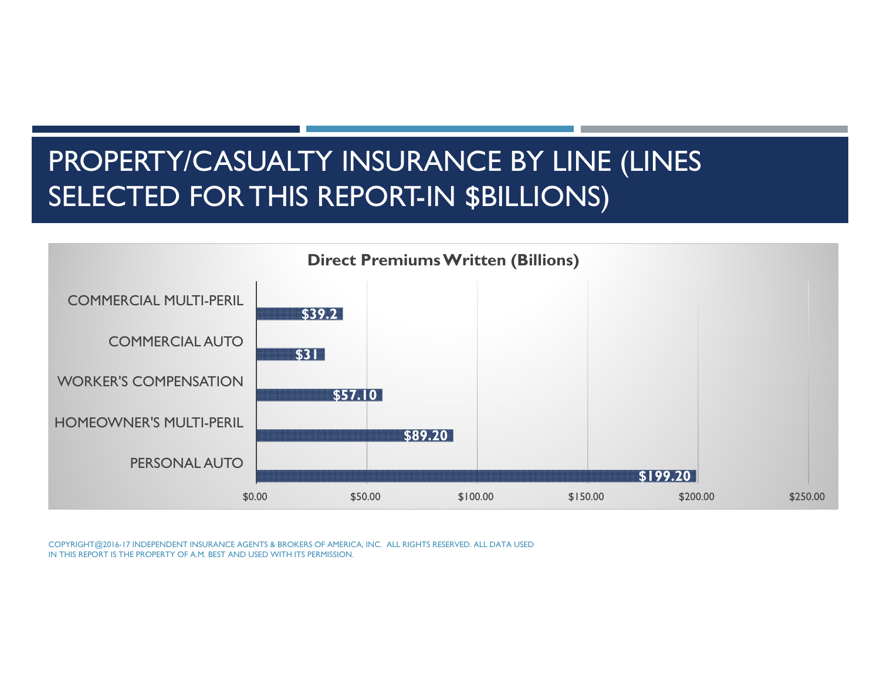# PROPERTY/CASUALTY INSURANCE BY LINE (LINES SELECTED FOR THIS REPORT-IN $BILLIONS)

**Direct Premiums Written (Billions)**

| Line | Direct Premiums Written (Billions) |
|---|---|
| COMMERCIAL MULTI-PERIL | $39.2 |
| COMMERCIAL AUTO | $31 |
| WORKER'S COMPENSATION | $57.10 |
| HOMEOWNER'S MULTI-PERIL | $89.20 |
| PERSONAL AUTO | $199.20 |

COPYRIGHT@2016-17 INDEPENDENT INSURANCE AGENTS & BROKERS OF AMERICA, INC. ALL RIGHTS RESERVED. ALL DATA USED IN THIS REPORT IS THE PROPERTY OF A.M. BEST AND USED WITH ITS PERMISSION.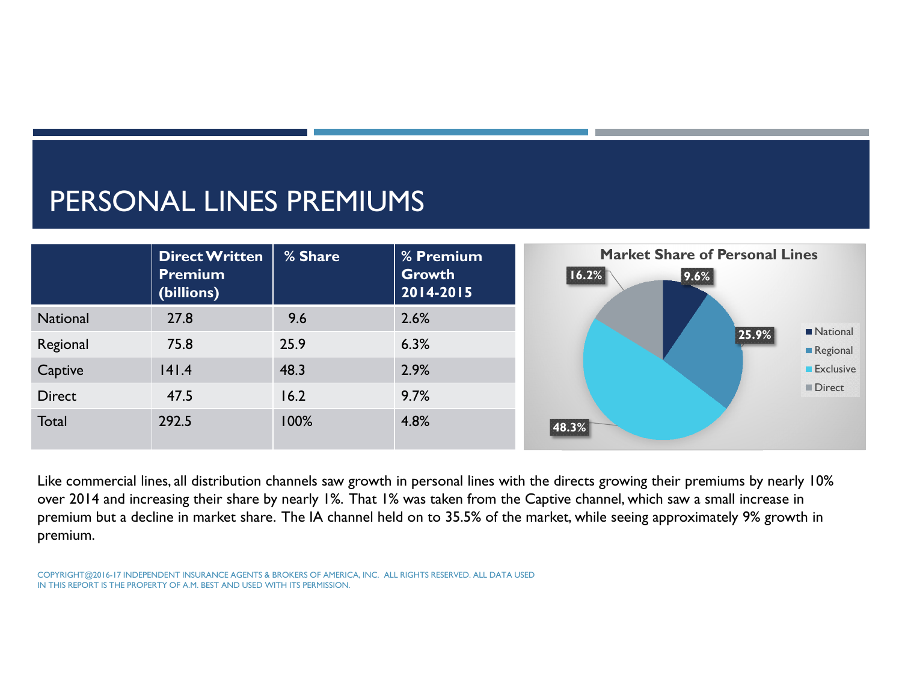# PERSONAL LINES PREMIUMS

| | Direct Written Premium (billions) | % Share | % Premium Growth 2014-2015 |
|---|---|---|---|
| National | 27.8 | 9.6 | 2.6% |
| Regional | 75.8 | 25.9 | 6.3% |
| Captive | 141.4 | 48.3 | 2.9% |
| Direct | 47.5 | 16.2 | 9.7% |
| Total | 292.5 | 100% | 4.8% |

**Market Share of Personal Lines**

| | Share |
|---|---|
| National | 9.6% |
| Regional | 25.9% |
| Exclusive | 48.3% |
| Direct | 16.2% |

Like commercial lines, all distribution channels saw growth in personal lines with the directs growing their premiums by nearly 10% over 2014 and increasing their share by nearly 1%. That 1% was taken from the Captive channel, which saw a small increase in premium but a decline in market share. The IA channel held on to 35.5% of the market, while seeing approximately 9% growth in premium.

COPYRIGHT@2016-17 INDEPENDENT INSURANCE AGENTS & BROKERS OF AMERICA, INC. ALL RIGHTS RESERVED. ALL DATA USED IN THIS REPORT IS THE PROPERTY OF A.M. BEST AND USED WITH ITS PERMISSION.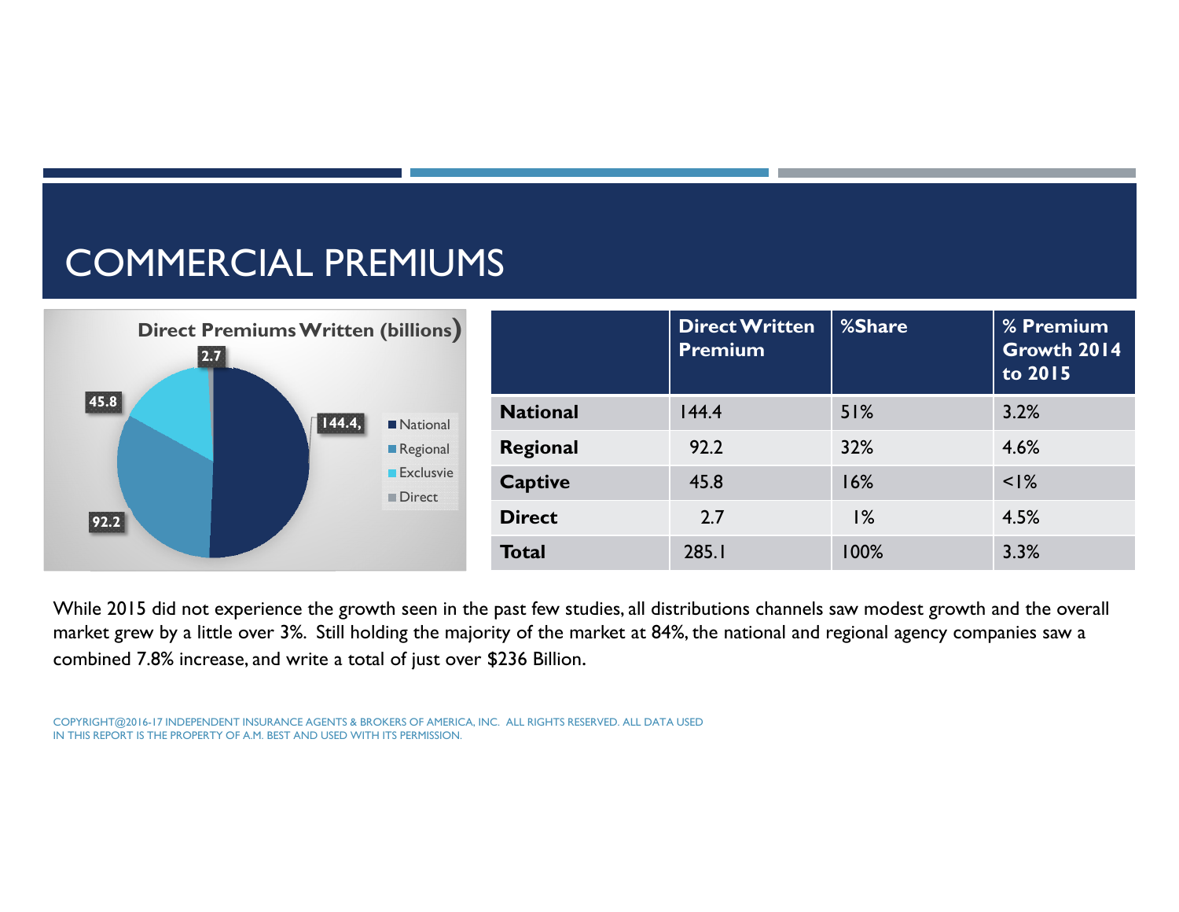# COMMERCIAL PREMIUMS

**Direct Premiums Written (billions)**

- National: 144.4
- Regional: 92.2
- Exclusvie: 45.8
- Direct: 2.7

| | Direct Written Premium | %Share | % Premium Growth 2014 to 2015 |
|---|---|---|---|
| **National** | 144.4 | 51% | 3.2% |
| **Regional** | 92.2 | 32% | 4.6% |
| **Captive** | 45.8 | 16% | <1% |
| **Direct** | 2.7 | 1% | 4.5% |
| **Total** | 285.1 | 100% | 3.3% |

While 2015 did not experience the growth seen in the past few studies, all distributions channels saw modest growth and the overall market grew by a little over 3%. Still holding the majority of the market at 84%, the national and regional agency companies saw a combined 7.8% increase, and write a total of just over $236 Billion.

COPYRIGHT@2016-17 INDEPENDENT INSURANCE AGENTS & BROKERS OF AMERICA, INC. ALL RIGHTS RESERVED. ALL DATA USED IN THIS REPORT IS THE PROPERTY OF A.M. BEST AND USED WITH ITS PERMISSION.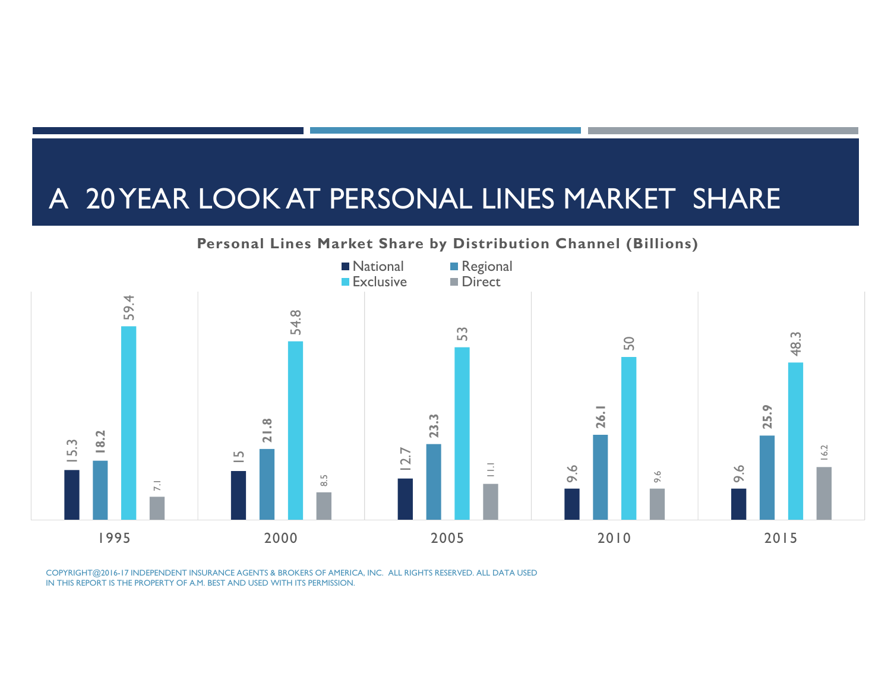# A 20 YEAR LOOK AT PERSONAL LINES MARKET SHARE

**Personal Lines Market Share by Distribution Channel (Billions)**

| Year | National | Regional | Exclusive | Direct |
|---|---|---|---|---|
| 1995 | 15.3 | 18.2 | 59.4 | 7.1 |
| 2000 | 15 | 21.8 | 54.8 | 8.5 |
| 2005 | 12.7 | 23.3 | 53 | 11.1 |
| 2010 | 9.6 | 26.1 | 50 | 9.6 |
| 2015 | 9.6 | 25.9 | 48.3 | 16.2 |

COPYRIGHT@2016-17 INDEPENDENT INSURANCE AGENTS & BROKERS OF AMERICA, INC. ALL RIGHTS RESERVED. ALL DATA USED IN THIS REPORT IS THE PROPERTY OF A.M. BEST AND USED WITH ITS PERMISSION.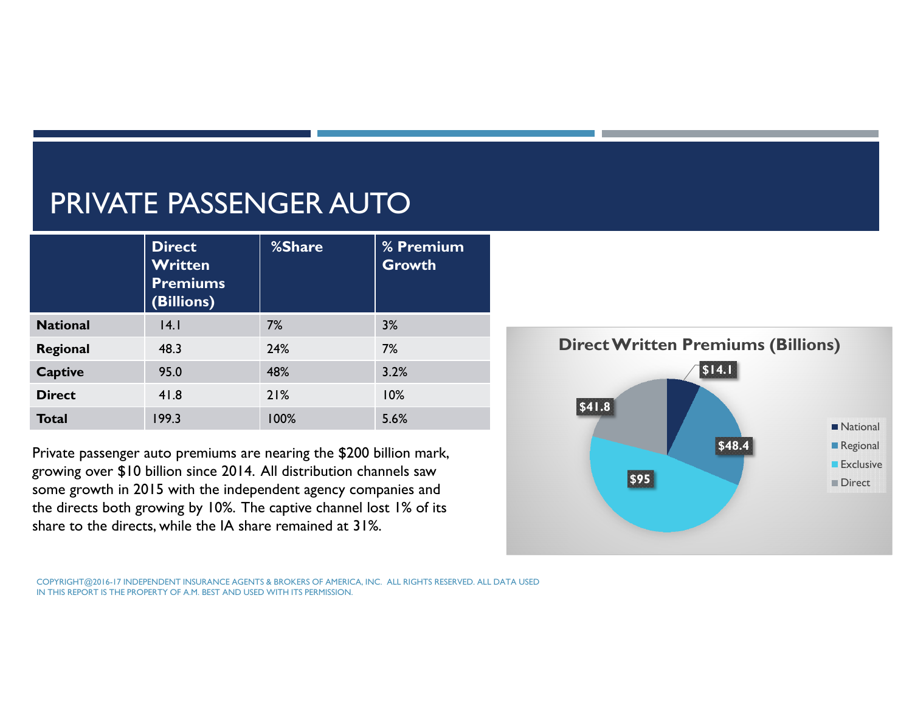# PRIVATE PASSENGER AUTO

| | Direct Written Premiums (Billions) | %Share | % Premium Growth |
|---|---|---|---|
| **National** | 14.1 | 7% | 3% |
| **Regional** | 48.3 | 24% | 7% |
| **Captive** | 95.0 | 48% | 3.2% |
| **Direct** | 41.8 | 21% | 10% |
| **Total** | 199.3 | 100% | 5.6% |

Private passenger auto premiums are nearing the $200 billion mark, growing over $10 billion since 2014. All distribution channels saw some growth in 2015 with the independent agency companies and the directs both growing by 10%. The captive channel lost 1% of its share to the directs, while the IA share remained at 31%.

**Direct Written Premiums (Billions)**

| | |
|---|---|
| National | $14.1 |
| Regional | $48.4 |
| Exclusive | $95 |
| Direct | $41.8 |

COPYRIGHT@2016-17 INDEPENDENT INSURANCE AGENTS & BROKERS OF AMERICA, INC. ALL RIGHTS RESERVED. ALL DATA USED IN THIS REPORT IS THE PROPERTY OF A.M. BEST AND USED WITH ITS PERMISSION.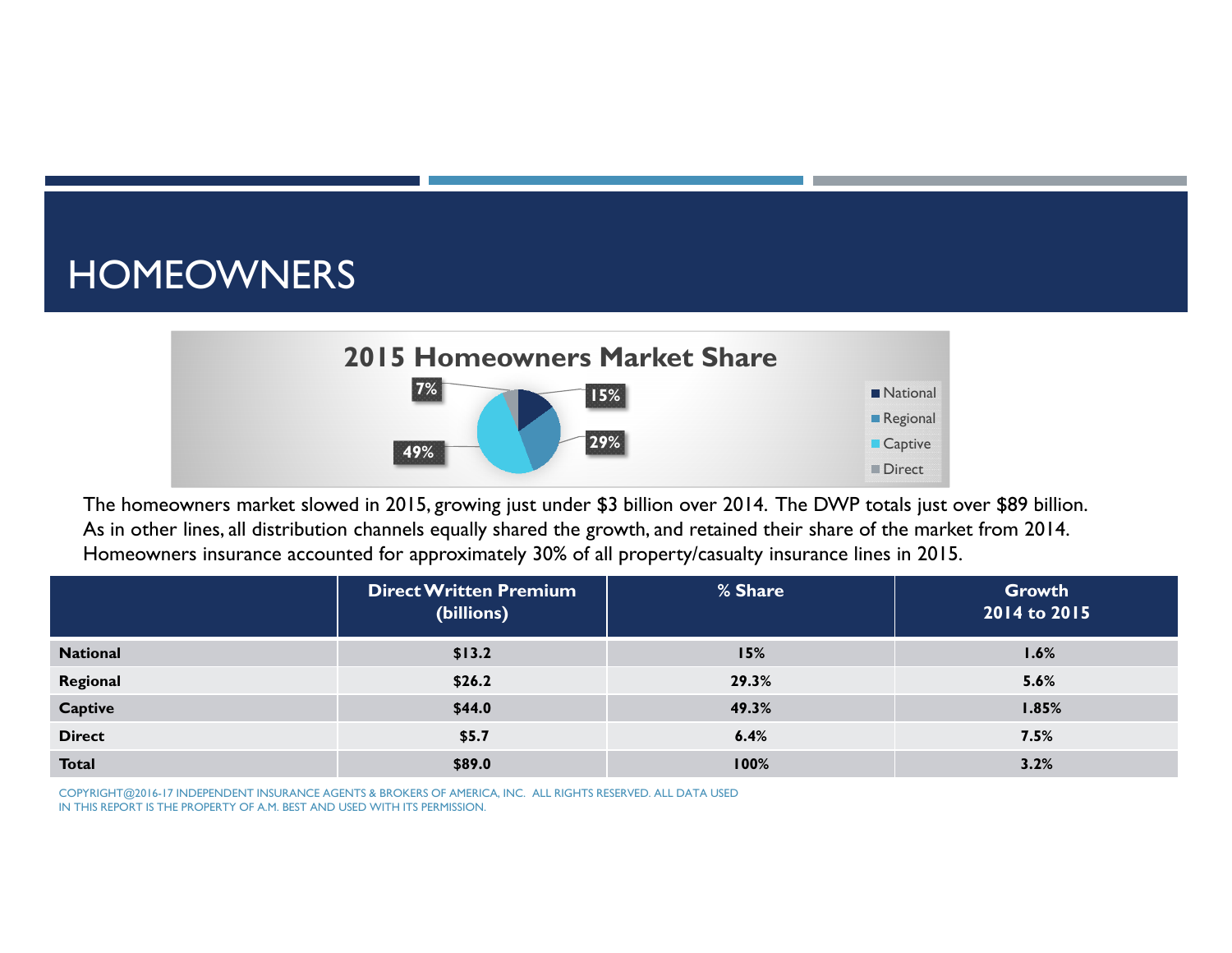# HOMEOWNERS

## 2015 Homeowners Market Share

The homeowners market slowed in 2015, growing just under $3 billion over 2014. The DWP totals just over $89 billion. As in other lines, all distribution channels equally shared the growth, and retained their share of the market from 2014. Homeowners insurance accounted for approximately 30% of all property/casualty insurance lines in 2015.

| | Direct Written Premium (billions) | % Share | Growth 2014 to 2015 |
|---|---|---|---|
| **National** | **$13.2** | **15%** | **1.6%** |
| **Regional** | **$26.2** | **29.3%** | **5.6%** |
| **Captive** | **$44.0** | **49.3%** | **1.85%** |
| **Direct** | **$5.7** | **6.4%** | **7.5%** |
| **Total** | **$89.0** | **100%** | **3.2%** |

COPYRIGHT@2016-17 INDEPENDENT INSURANCE AGENTS & BROKERS OF AMERICA, INC. ALL RIGHTS RESERVED. ALL DATA USED IN THIS REPORT IS THE PROPERTY OF A.M. BEST AND USED WITH ITS PERMISSION.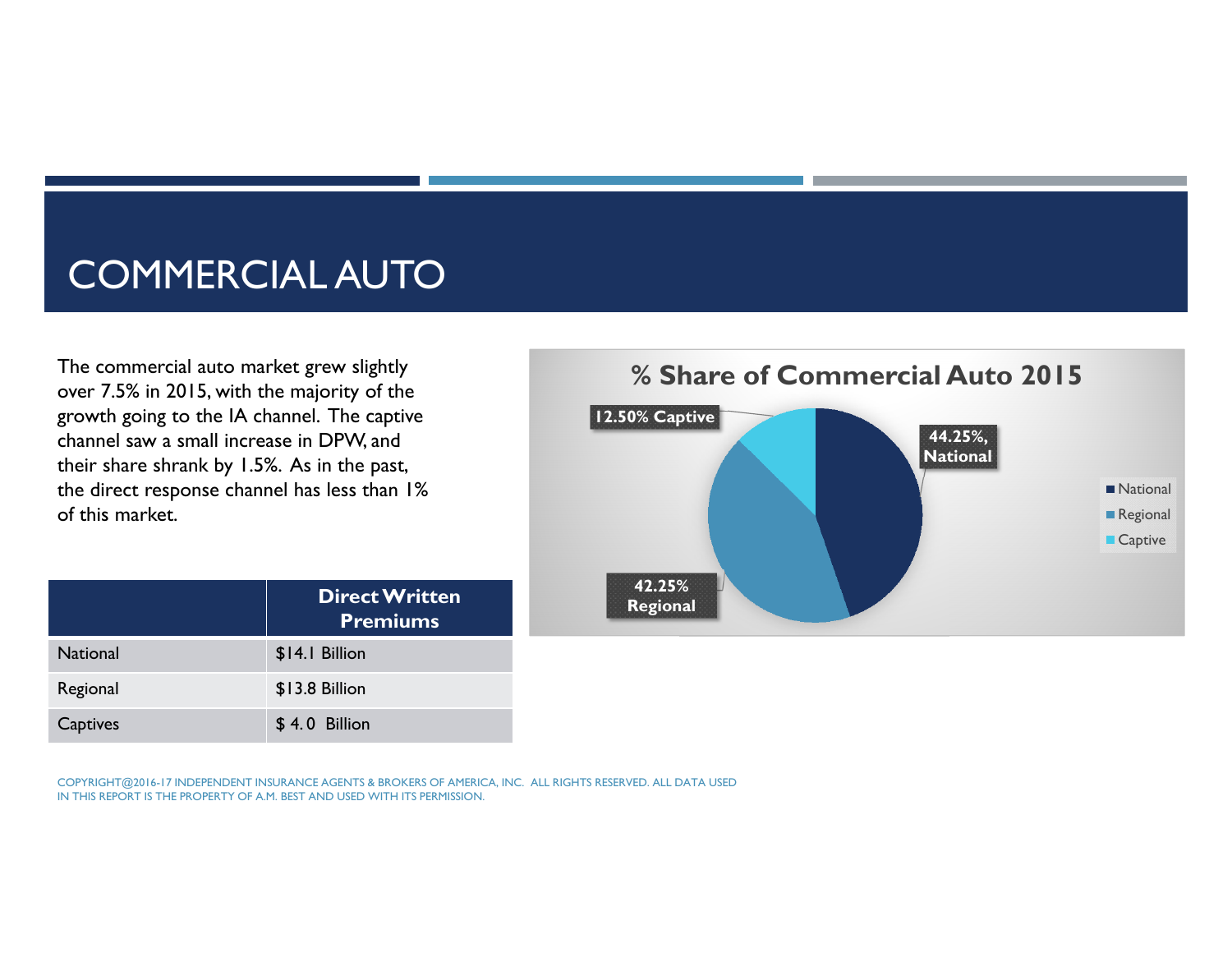# COMMERCIAL AUTO

The commercial auto market grew slightly over 7.5% in 2015, with the majority of the growth going to the IA channel. The captive channel saw a small increase in DPW, and their share shrank by 1.5%. As in the past, the direct response channel has less than 1% of this market.

| | Direct Written Premiums |
|---|---|
| National | $14.1 Billion |
| Regional | $13.8 Billion |
| Captives | $ 4.0 Billion |

**% Share of Commercial Auto 2015**

- 44.25%, National
- 42.25% Regional
- 12.50% Captive

COPYRIGHT@2016-17 INDEPENDENT INSURANCE AGENTS & BROKERS OF AMERICA, INC. ALL RIGHTS RESERVED. ALL DATA USED IN THIS REPORT IS THE PROPERTY OF A.M. BEST AND USED WITH ITS PERMISSION.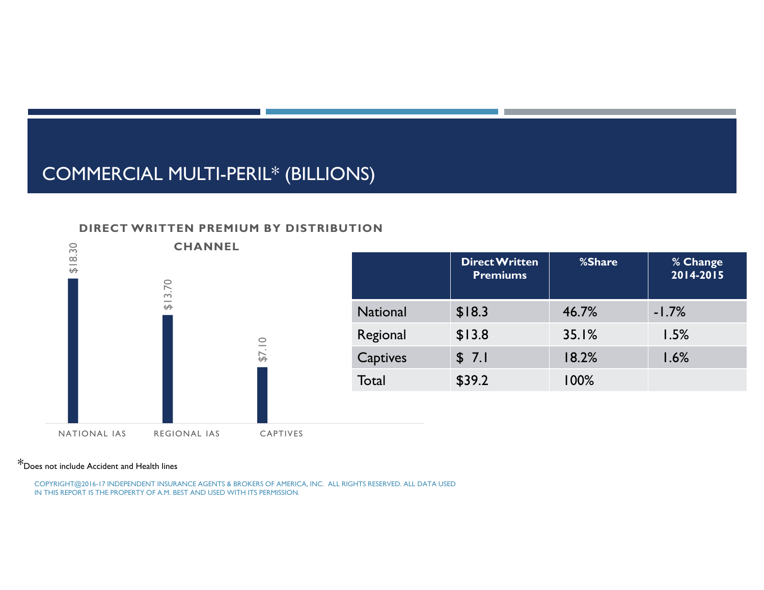# COMMERCIAL MULTI-PERIL* (BILLIONS)

**DIRECT WRITTEN PREMIUM BY DISTRIBUTION CHANNEL**

| | Value |
|---|---|
| NATIONAL IAS | $18.30 |
| REGIONAL IAS | $13.70 |
| CAPTIVES | $7.10 |

| | Direct Written Premiums | %Share | % Change 2014-2015 |
|---|---|---|---|
| National | $18.3 | 46.7% | -1.7% |
| Regional | $13.8 | 35.1% | 1.5% |
| Captives | $ 7.1 | 18.2% | 1.6% |
| Total | $39.2 | 100% | |

*Does not include Accident and Health lines

COPYRIGHT@2016-17 INDEPENDENT INSURANCE AGENTS & BROKERS OF AMERICA, INC. ALL RIGHTS RESERVED. ALL DATA USED IN THIS REPORT IS THE PROPERTY OF A.M. BEST AND USED WITH ITS PERMISSION.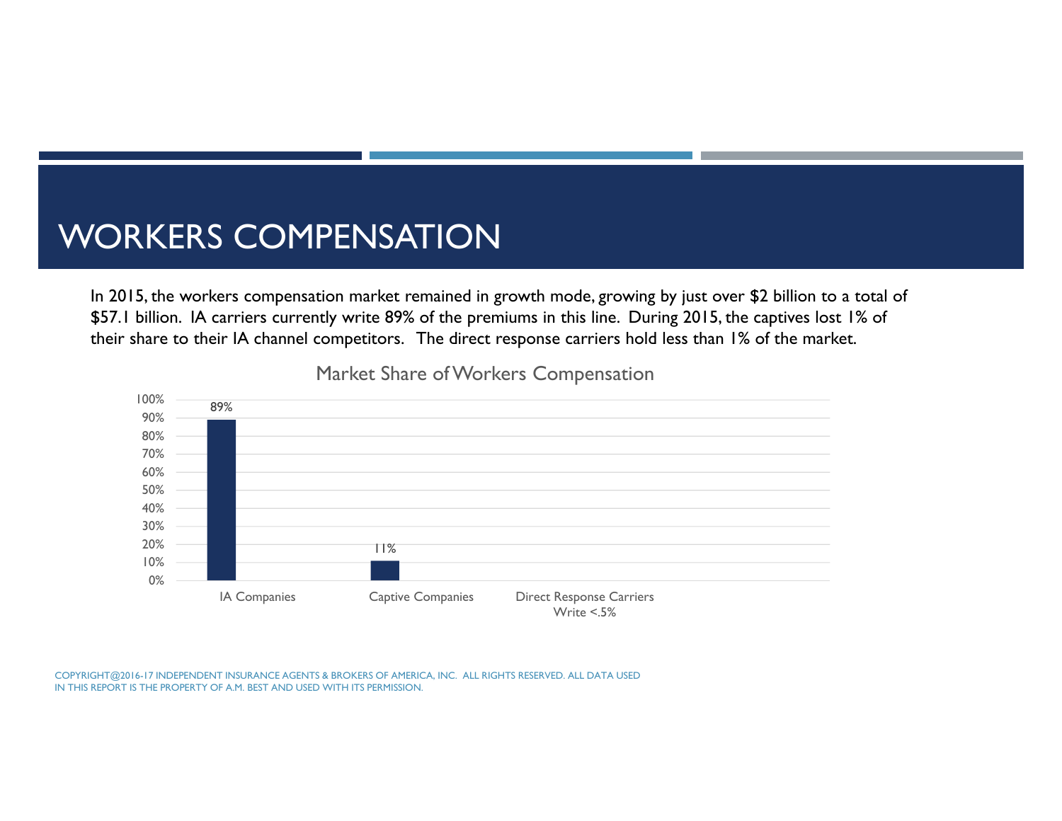# WORKERS COMPENSATION

In 2015, the workers compensation market remained in growth mode, growing by just over $2 billion to a total of $57.1 billion. IA carriers currently write 89% of the premiums in this line. During 2015, the captives lost 1% of their share to their IA channel competitors. The direct response carriers hold less than 1% of the market.

**Market Share of Workers Compensation**

| Channel | Market Share |
| --- | --- |
| IA Companies | 89% |
| Captive Companies | 11% |
| Direct Response Carriers Write <.5% | |

COPYRIGHT@2016-17 INDEPENDENT INSURANCE AGENTS & BROKERS OF AMERICA, INC. ALL RIGHTS RESERVED. ALL DATA USED IN THIS REPORT IS THE PROPERTY OF A.M. BEST AND USED WITH ITS PERMISSION.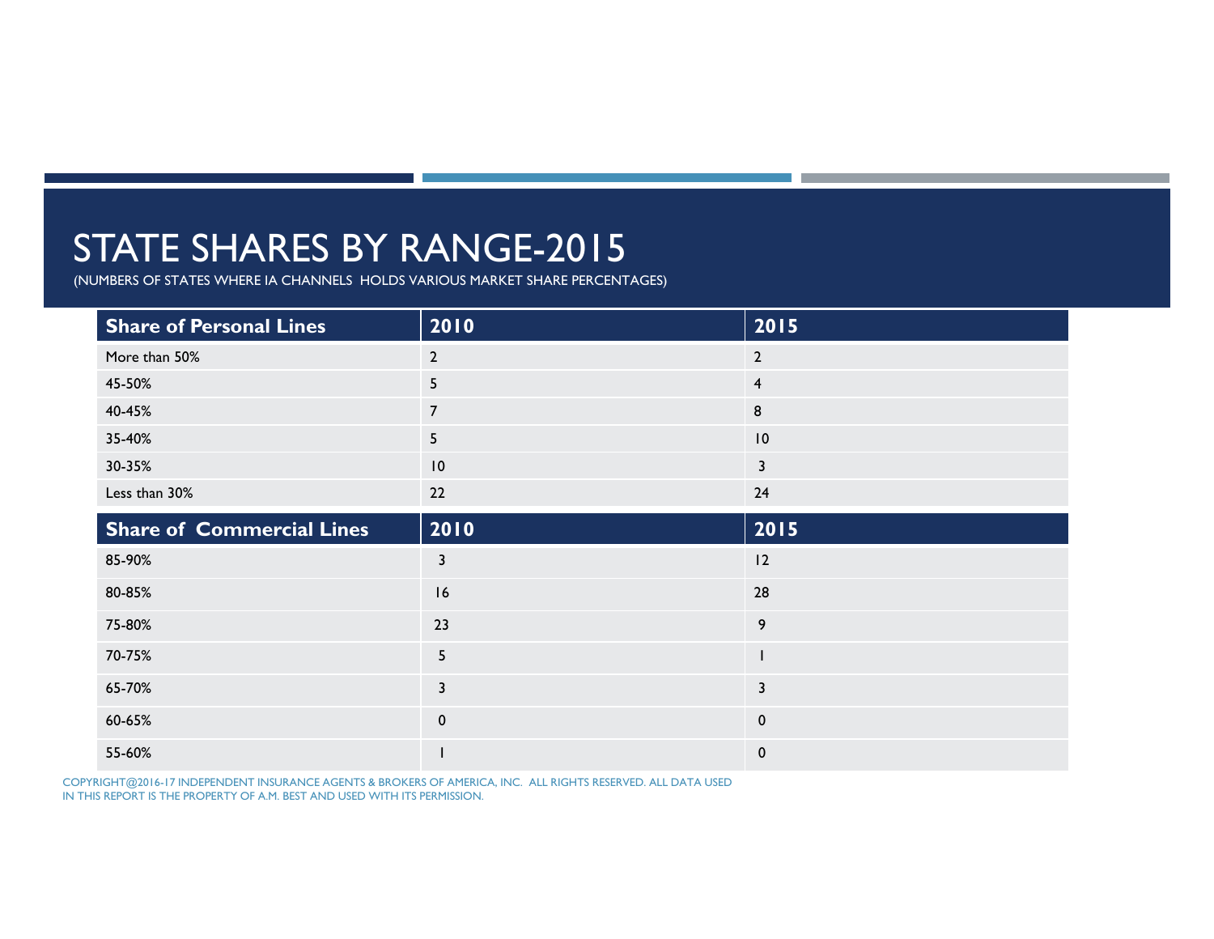# STATE SHARES BY RANGE-2015

(NUMBERS OF STATES WHERE IA CHANNELS HOLDS VARIOUS MARKET SHARE PERCENTAGES)

| Share of Personal Lines | 2010 | 2015 |
|---|---|---|
| More than 50% | 2 | 2 |
| 45-50% | 5 | 4 |
| 40-45% | 7 | 8 |
| 35-40% | 5 | 10 |
| 30-35% | 10 | 3 |
| Less than 30% | 22 | 24 |
| **Share of Commercial Lines** | **2010** | **2015** |
| 85-90% | 3 | 12 |
| 80-85% | 16 | 28 |
| 75-80% | 23 | 9 |
| 70-75% | 5 | 1 |
| 65-70% | 3 | 3 |
| 60-65% | 0 | 0 |
| 55-60% | 1 | 0 |

COPYRIGHT@2016-17 INDEPENDENT INSURANCE AGENTS & BROKERS OF AMERICA, INC. ALL RIGHTS RESERVED. ALL DATA USED IN THIS REPORT IS THE PROPERTY OF A.M. BEST AND USED WITH ITS PERMISSION.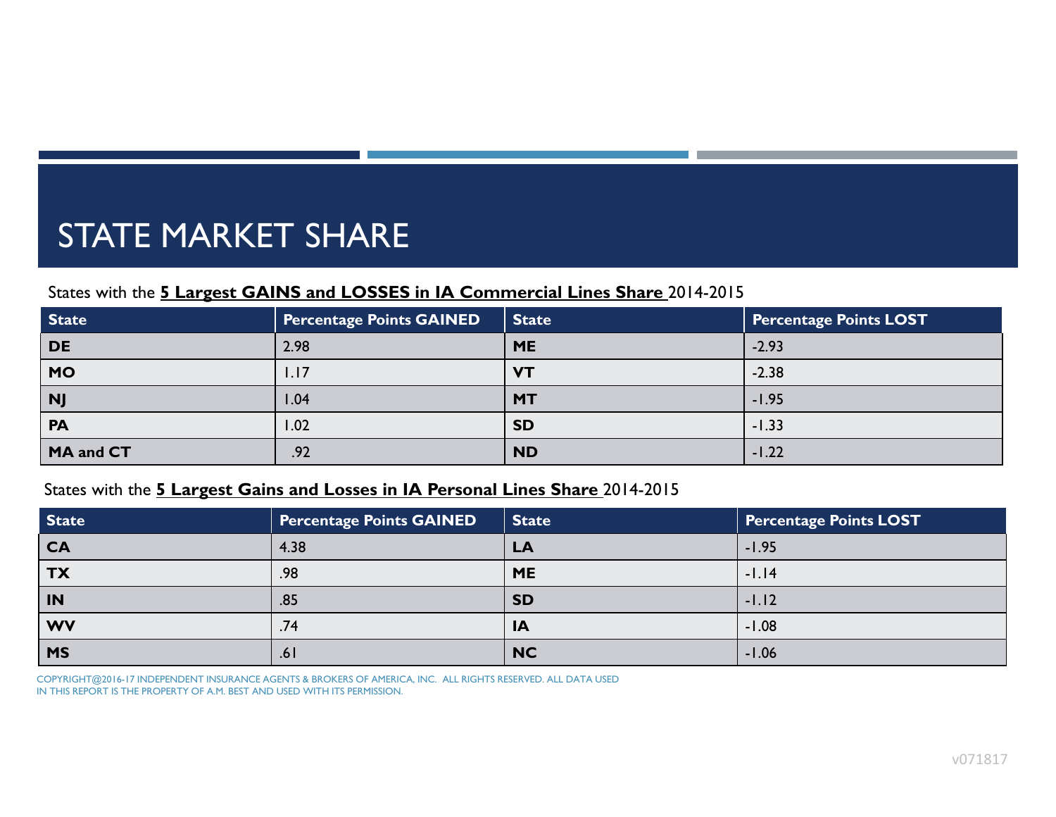# STATE MARKET SHARE

States with the **5 Largest GAINS and LOSSES in IA Commercial Lines Share** 2014-2015

| State | Percentage Points GAINED | State | Percentage Points LOST |
|---|---|---|---|
| **DE** | 2.98 | **ME** | -2.93 |
| **MO** | 1.17 | **VT** | -2.38 |
| **NJ** | 1.04 | **MT** | -1.95 |
| **PA** | 1.02 | **SD** | -1.33 |
| **MA and CT** | .92 | **ND** | -1.22 |

States with the **5 Largest Gains and Losses in IA Personal Lines Share** 2014-2015

| State | Percentage Points GAINED | State | Percentage Points LOST |
|---|---|---|---|
| **CA** | 4.38 | **LA** | -1.95 |
| **TX** | .98 | **ME** | -1.14 |
| **IN** | .85 | **SD** | -1.12 |
| **WV** | .74 | **IA** | -1.08 |
| **MS** | .61 | **NC** | -1.06 |

COPYRIGHT@2016-17 INDEPENDENT INSURANCE AGENTS & BROKERS OF AMERICA, INC. ALL RIGHTS RESERVED. ALL DATA USED IN THIS REPORT IS THE PROPERTY OF A.M. BEST AND USED WITH ITS PERMISSION.

v071817